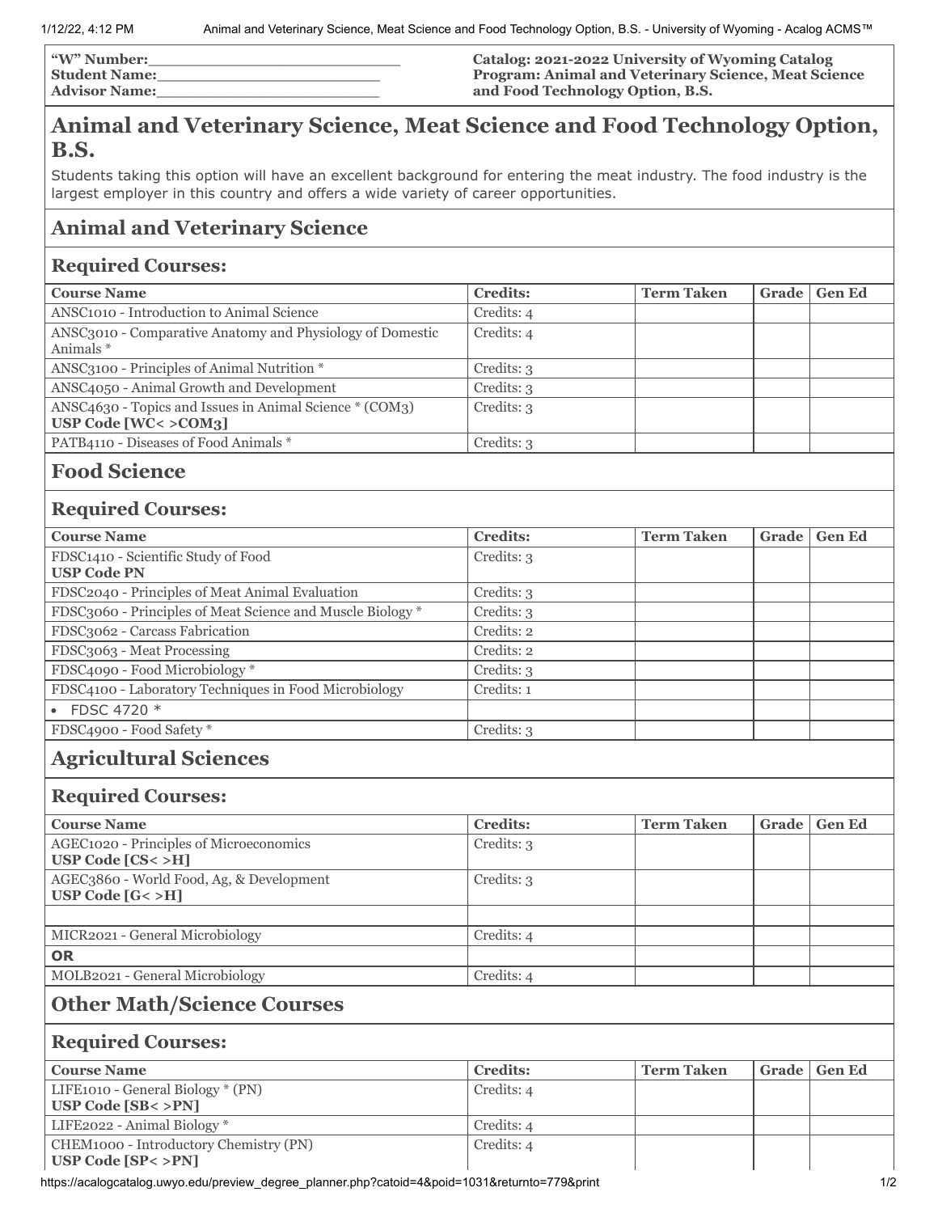| "W" Number:\_\_\_\_\_\_\_\_\_\_\_\_\_\_\_\_\_\_\_\_\_\_\_\_\_ | Catalog: 2021-2022 University of Wyoming Catalog |
|---|---|
| Student Name:\_\_\_\_\_\_\_\_\_\_\_\_\_\_\_\_\_\_\_\_\_\_\_ | Program: Animal and Veterinary Science, Meat Science and Food Technology Option, B.S. |
| Advisor Name:\_\_\_\_\_\_\_\_\_\_\_\_\_\_\_\_\_\_\_\_\_\_\_ | |

# Animal and Veterinary Science, Meat Science and Food Technology Option, B.S.

Students taking this option will have an excellent background for entering the meat industry. The food industry is the largest employer in this country and offers a wide variety of career opportunities.

## Animal and Veterinary Science

### Required Courses:

| Course Name | Credits: | Term Taken | Grade | Gen Ed |
|---|---|---|---|---|
| ANSC1010 - Introduction to Animal Science | Credits: 4 | | | |
| ANSC3010 - Comparative Anatomy and Physiology of Domestic Animals * | Credits: 4 | | | |
| ANSC3100 - Principles of Animal Nutrition * | Credits: 3 | | | |
| ANSC4050 - Animal Growth and Development | Credits: 3 | | | |
| ANSC4630 - Topics and Issues in Animal Science * (COM3) **USP Code [WC< >COM3]** | Credits: 3 | | | |
| PATB4110 - Diseases of Food Animals * | Credits: 3 | | | |

## Food Science

### Required Courses:

| Course Name | Credits: | Term Taken | Grade | Gen Ed |
|---|---|---|---|---|
| FDSC1410 - Scientific Study of Food **USP Code PN** | Credits: 3 | | | |
| FDSC2040 - Principles of Meat Animal Evaluation | Credits: 3 | | | |
| FDSC3060 - Principles of Meat Science and Muscle Biology * | Credits: 3 | | | |
| FDSC3062 - Carcass Fabrication | Credits: 2 | | | |
| FDSC3063 - Meat Processing | Credits: 2 | | | |
| FDSC4090 - Food Microbiology * | Credits: 3 | | | |
| FDSC4100 - Laboratory Techniques in Food Microbiology | Credits: 1 | | | |
| • FDSC 4720 * | | | | |
| FDSC4900 - Food Safety * | Credits: 3 | | | |

## Agricultural Sciences

### Required Courses:

| Course Name | Credits: | Term Taken | Grade | Gen Ed |
|---|---|---|---|---|
| AGEC1020 - Principles of Microeconomics **USP Code [CS< >H]** | Credits: 3 | | | |
| AGEC3860 - World Food, Ag, & Development **USP Code [G< >H]** | Credits: 3 | | | |
| | | | | |
| MICR2021 - General Microbiology | Credits: 4 | | | |
| **OR** | | | | |
| MOLB2021 - General Microbiology | Credits: 4 | | | |

## Other Math/Science Courses

### Required Courses:

| Course Name | Credits: | Term Taken | Grade | Gen Ed |
|---|---|---|---|---|
| LIFE1010 - General Biology * (PN) **USP Code [SB< >PN]** | Credits: 4 | | | |
| LIFE2022 - Animal Biology * | Credits: 4 | | | |
| CHEM1000 - Introductory Chemistry (PN) **USP Code [SP< >PN]** | Credits: 4 | | | |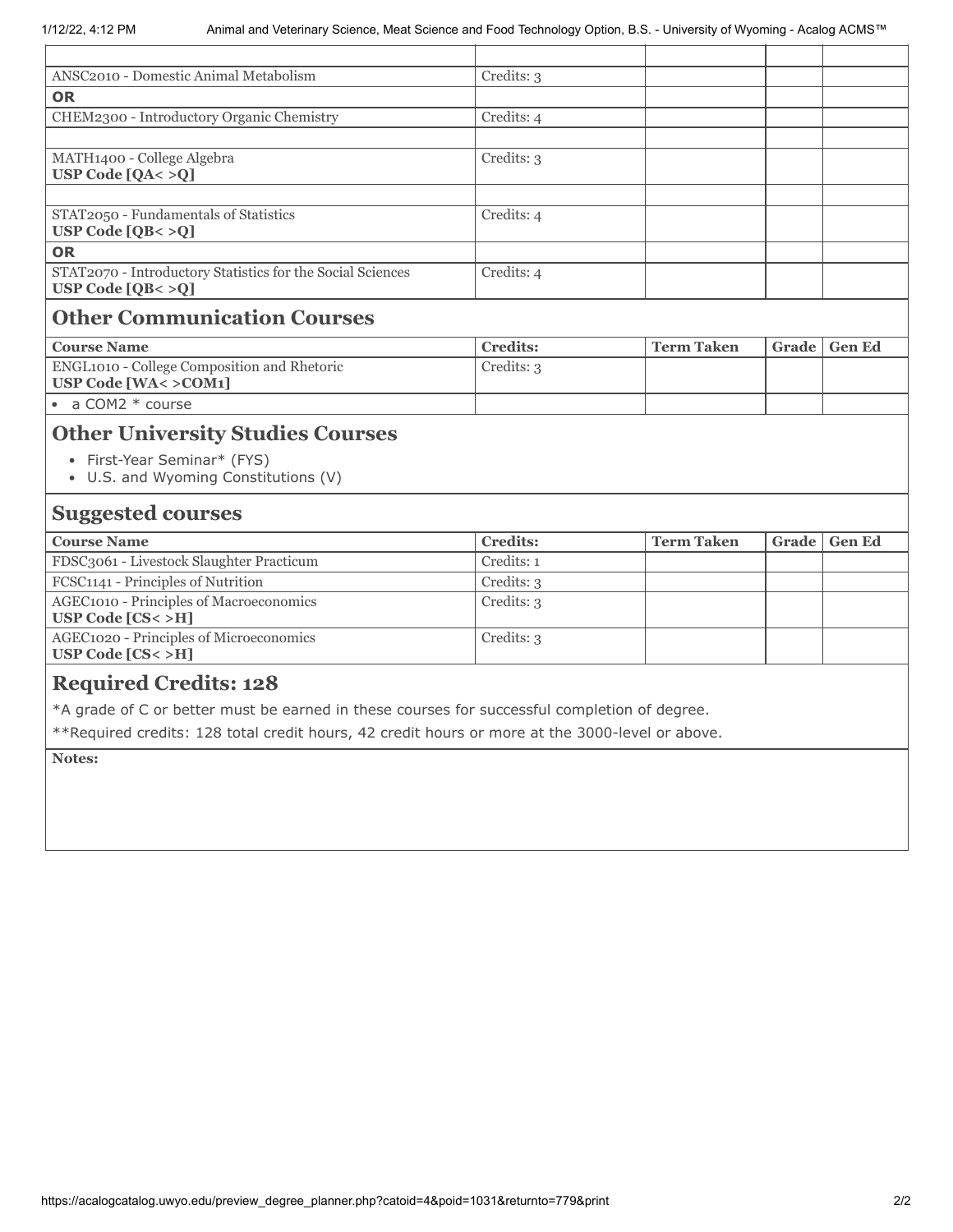| | | | | |
|---|---|---|---|---|
| ANSC2010 - Domestic Animal Metabolism | Credits: 3 | | | |
| **OR** | | | | |
| CHEM2300 - Introductory Organic Chemistry | Credits: 4 | | | |
| | | | | |
| MATH1400 - College Algebra **USP Code [QA< >Q]** | Credits: 3 | | | |
| | | | | |
| STAT2050 - Fundamentals of Statistics **USP Code [QB< >Q]** | Credits: 4 | | | |
| **OR** | | | | |
| STAT2070 - Introductory Statistics for the Social Sciences **USP Code [QB< >Q]** | Credits: 4 | | | |

## Other Communication Courses

| Course Name | Credits: | Term Taken | Grade | Gen Ed |
|---|---|---|---|---|
| ENGL1010 - College Composition and Rhetoric **USP Code [WA< >COM1]** | Credits: 3 | | | |
| • a COM2 * course | | | | |

## Other University Studies Courses

- First-Year Seminar* (FYS)
- U.S. and Wyoming Constitutions (V)

## Suggested courses

| Course Name | Credits: | Term Taken | Grade | Gen Ed |
|---|---|---|---|---|
| FDSC3061 - Livestock Slaughter Practicum | Credits: 1 | | | |
| FCSC1141 - Principles of Nutrition | Credits: 3 | | | |
| AGEC1010 - Principles of Macroeconomics **USP Code [CS< >H]** | Credits: 3 | | | |
| AGEC1020 - Principles of Microeconomics **USP Code [CS< >H]** | Credits: 3 | | | |

## Required Credits: 128

*A grade of C or better must be earned in these courses for successful completion of degree.

**Required credits: 128 total credit hours, 42 credit hours or more at the 3000-level or above.

**Notes:**